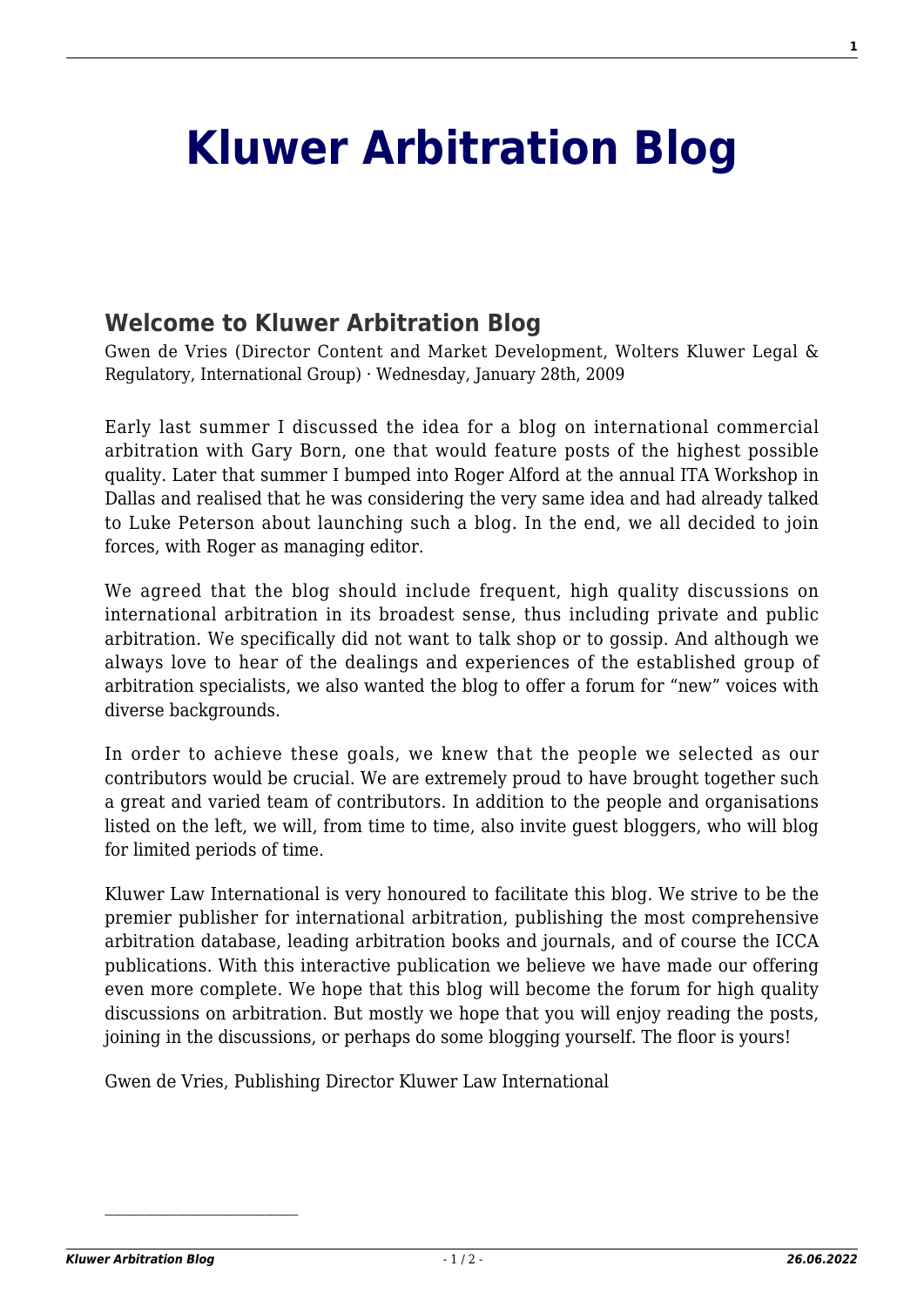# Kluwer Arbitration Blog

## Welcome to Kluwer Arbitration Blog

Gwen de Vries (Director Content and Market Development, Wolters Kluwer Legal & Regulatory, International Group) · Wednesday, January 28th, 2009

Early last summer I discussed the idea for a blog on international commercial arbitration with Gary Born, one that would feature posts of the highest possible quality. Later that summer I bumped into Roger Alford at the annual ITA Workshop in Dallas and realised that he was considering the very same idea and had already talked to Luke Peterson about launching such a blog. In the end, we all decided to join forces, with Roger as managing editor.

We agreed that the blog should include frequent, high quality discussions on international arbitration in its broadest sense, thus including private and public arbitration. We specifically did not want to talk shop or to gossip. And although we always love to hear of the dealings and experiences of the established group of arbitration specialists, we also wanted the blog to offer a forum for "new" voices with diverse backgrounds.

In order to achieve these goals, we knew that the people we selected as our contributors would be crucial. We are extremely proud to have brought together such a great and varied team of contributors. In addition to the people and organisations listed on the left, we will, from time to time, also invite guest bloggers, who will blog for limited periods of time.

Kluwer Law International is very honoured to facilitate this blog. We strive to be the premier publisher for international arbitration, publishing the most comprehensive arbitration database, leading arbitration books and journals, and of course the ICCA publications. With this interactive publication we believe we have made our offering even more complete. We hope that this blog will become the forum for high quality discussions on arbitration. But mostly we hope that you will enjoy reading the posts, joining in the discussions, or perhaps do some blogging yourself. The floor is yours!

Gwen de Vries, Publishing Director Kluwer Law International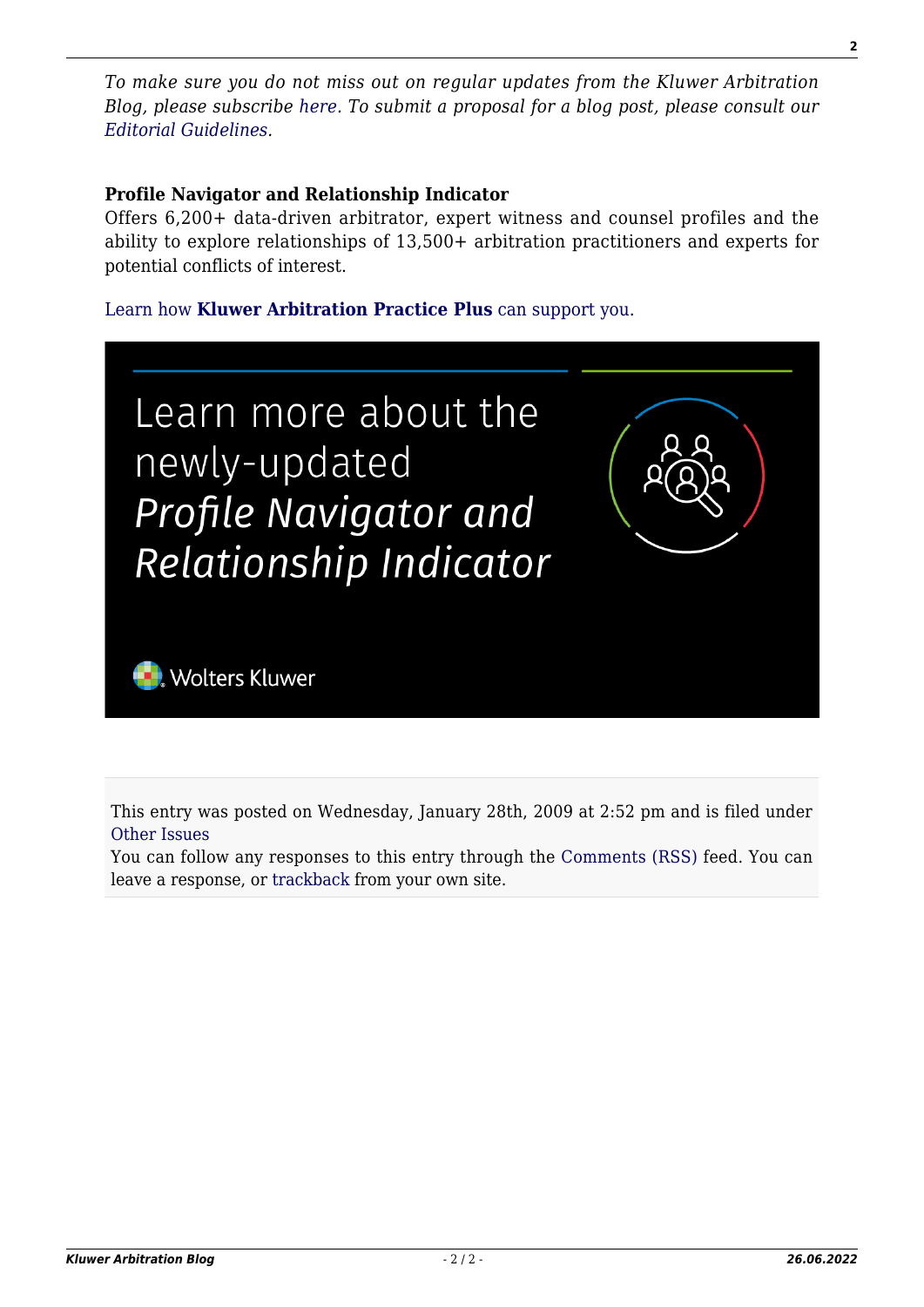*To make sure you do not miss out on regular updates from the Kluwer Arbitration Blog, please subscribe here. To submit a proposal for a blog post, please consult our Editorial Guidelines.*

**Profile Navigator and Relationship Indicator**
Offers 6,200+ data-driven arbitrator, expert witness and counsel profiles and the ability to explore relationships of 13,500+ arbitration practitioners and experts for potential conflicts of interest.

Learn how **Kluwer Arbitration Practice Plus** can support you.

Learn more about the newly-updated *Profile Navigator and Relationship Indicator*

Wolters Kluwer

This entry was posted on Wednesday, January 28th, 2009 at 2:52 pm and is filed under Other Issues
You can follow any responses to this entry through the Comments (RSS) feed. You can leave a response, or trackback from your own site.